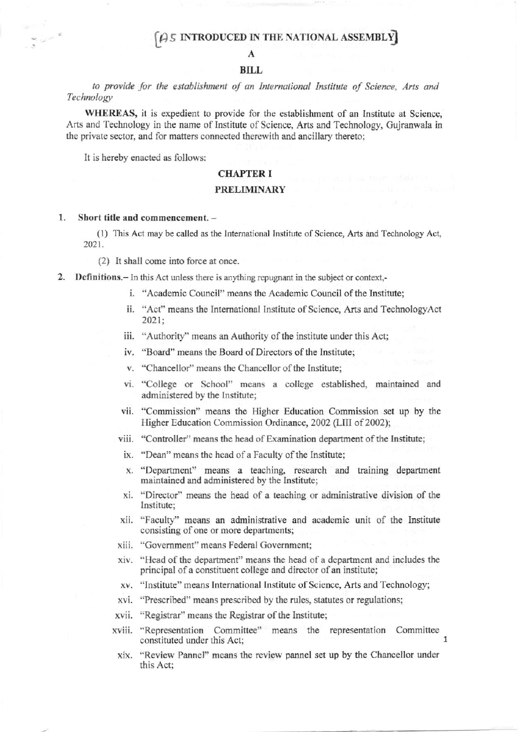[AS INTRODUCED IN THE NATIONAL ASSEMBLY]

# A

# BILL

*to provide for the establishment of an International Institute of Science, Arts and Technology*

**WHEREAS,** it is expedient to provide for the establishment of an Institute at Science, Arts and Technology in the name of Institute of Science, Arts and Technology, Gujranwala in the private sector, and for matters connected therewith and ancillary thereto;

It is hereby enacted as follows:

## CHAPTER I

## PRELIMINARY

**1. Short title and commencement. –**

(1) This Act may be called as the International Institute of Science, Arts and Technology Act, 2021.

(2) It shall come into force at once.

**2. Definitions.–** In this Act unless there is anything repugnant in the subject or context,-

i. "Academic Council" means the Academic Council of the Institute;

ii. "Act" means the International Institute of Science, Arts and TechnologyAct 2021;

iii. "Authority" means an Authority of the institute under this Act;

iv. "Board" means the Board of Directors of the Institute;

v. "Chancellor" means the Chancellor of the Institute;

vi. "College or School" means a college established, maintained and administered by the Institute;

vii. "Commission" means the Higher Education Commission set up by the Higher Education Commission Ordinance, 2002 (LIII of 2002);

viii. "Controller" means the head of Examination department of the Institute;

ix. "Dean" means the head of a Faculty of the Institute;

x. "Department" means a teaching, research and training department maintained and administered by the Institute;

xi. "Director" means the head of a teaching or administrative division of the Institute;

xii. "Faculty" means an administrative and academic unit of the Institute consisting of one or more departments;

xiii. "Government" means Federal Government;

xiv. "Head of the department" means the head of a department and includes the principal of a constituent college and director of an institute;

xv. "Institute" means International Institute of Science, Arts and Technology;

xvi. "Prescribed" means prescribed by the rules, statutes or regulations;

xvii. "Registrar" means the Registrar of the Institute;

xviii. "Representation Committee" means the representation Committee constituted under this Act;

xix. "Review Pannel" means the review pannel set up by the Chancellor under this Act;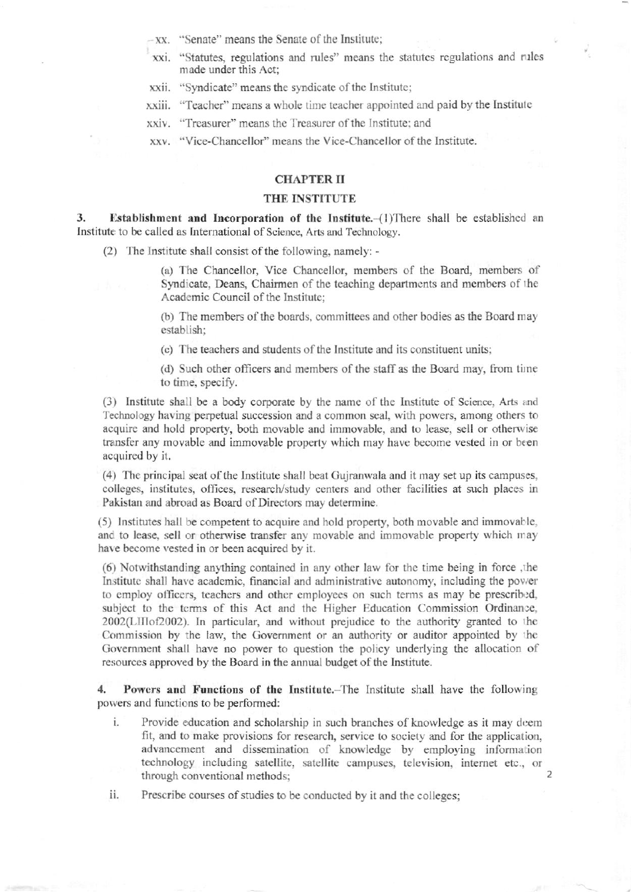xx. "Senate" means the Senate of the Institute;

xxi. "Statutes, regulations and rules" means the statutes regulations and rules made under this Act;

xxii. "Syndicate" means the syndicate of the Institute;

xxiii. "Teacher" means a whole time teacher appointed and paid by the Institute

xxiv. "Treasurer" means the Treasurer of the Institute; and

xxv. "Vice-Chancellor" means the Vice-Chancellor of the Institute.

## CHAPTER II

## THE INSTITUTE

**3. Establishment and Incorporation of the Institute.**–(1)There shall be established an Institute to be called as International of Science, Arts and Technology.

(2) The Institute shall consist of the following, namely: -

> (a) The Chancellor, Vice Chancellor, members of the Board, members of Syndicate, Deans, Chairmen of the teaching departments and members of the Academic Council of the Institute;
>
> (b) The members of the boards, committees and other bodies as the Board may establish;
>
> (c) The teachers and students of the Institute and its constituent units;
>
> (d) Such other officers and members of the staff as the Board may, from time to time, specify.

(3) Institute shall be a body corporate by the name of the Institute of Science, Arts and Technology having perpetual succession and a common seal, with powers, among others to acquire and hold property, both movable and immovable, and to lease, sell or otherwise transfer any movable and immovable property which may have become vested in or been acquired by it.

(4) The principal seat of the Institute shall beat Gujranwala and it may set up its campuses, colleges, institutes, offices, research/study centers and other facilities at such places in Pakistan and abroad as Board of Directors may determine.

(5) Institutes hall be competent to acquire and hold property, both movable and immovable, and to lease, sell or otherwise transfer any movable and immovable property which may have become vested in or been acquired by it.

(6) Notwithstanding anything contained in any other law for the time being in force ,the Institute shall have academic, financial and administrative autonomy, including the power to employ officers, teachers and other employees on such terms as may be prescribed, subject to the terms of this Act and the Higher Education Commission Ordinance, 2002(LIIIof2002). In particular, and without prejudice to the authority granted to the Commission by the law, the Government or an authority or auditor appointed by the Government shall have no power to question the policy underlying the allocation of resources approved by the Board in the annual budget of the Institute.

**4. Powers and Functions of the Institute.**–The Institute shall have the following powers and functions to be performed:

i. Provide education and scholarship in such branches of knowledge as it may deem fit, and to make provisions for research, service to society and for the application, advancement and dissemination of knowledge by employing information technology including satellite, satellite campuses, television, internet etc., or through conventional methods;

ii. Prescribe courses of studies to be conducted by it and the colleges;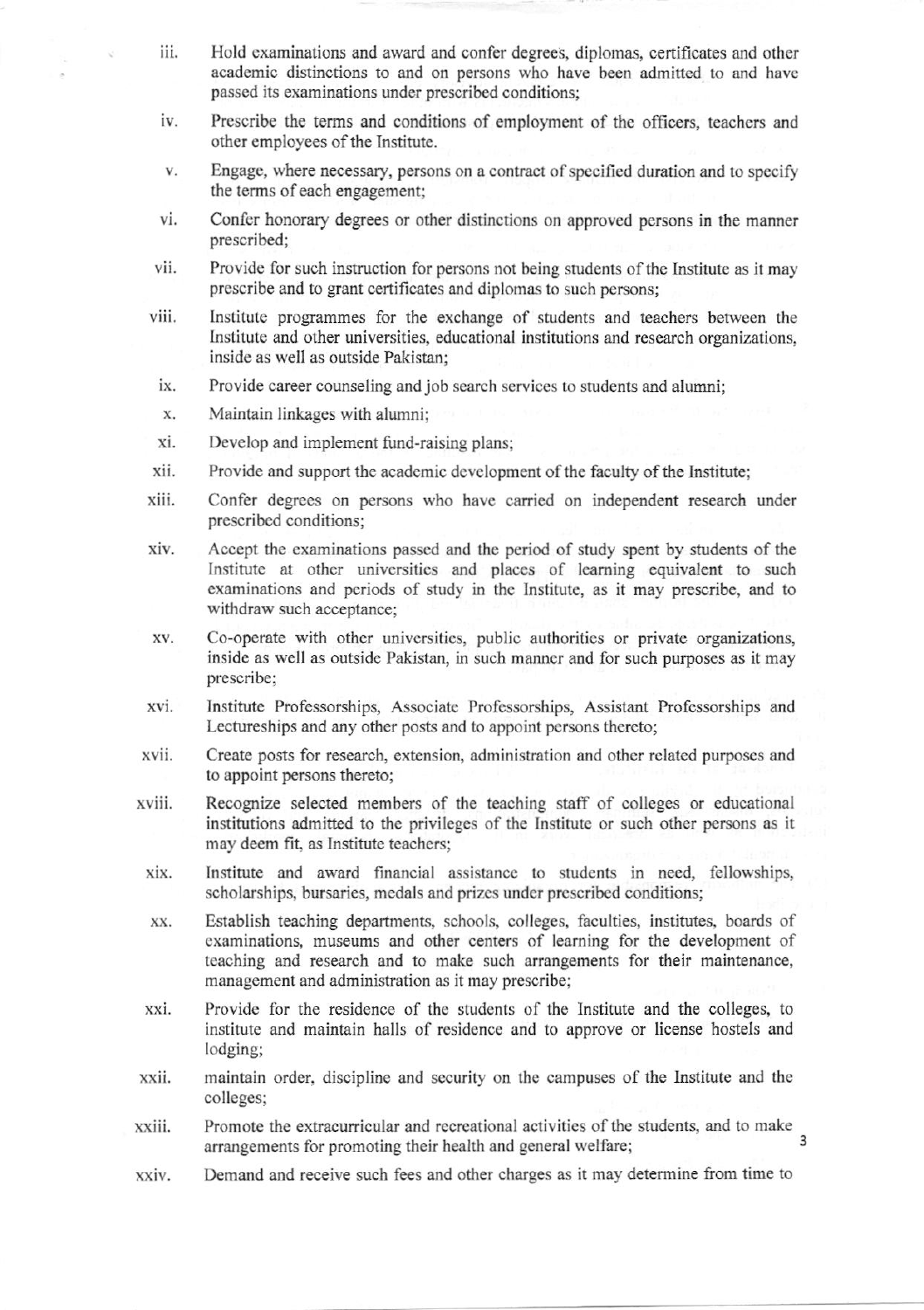iii. Hold examinations and award and confer degrees, diplomas, certificates and other academic distinctions to and on persons who have been admitted to and have passed its examinations under prescribed conditions;

iv. Prescribe the terms and conditions of employment of the officers, teachers and other employees of the Institute.

v. Engage, where necessary, persons on a contract of specified duration and to specify the terms of each engagement;

vi. Confer honorary degrees or other distinctions on approved persons in the manner prescribed;

vii. Provide for such instruction for persons not being students of the Institute as it may prescribe and to grant certificates and diplomas to such persons;

viii. Institute programmes for the exchange of students and teachers between the Institute and other universities, educational institutions and research organizations, inside as well as outside Pakistan;

ix. Provide career counseling and job search services to students and alumni;

x. Maintain linkages with alumni;

xi. Develop and implement fund-raising plans;

xii. Provide and support the academic development of the faculty of the Institute;

xiii. Confer degrees on persons who have carried on independent research under prescribed conditions;

xiv. Accept the examinations passed and the period of study spent by students of the Institute at other universities and places of learning equivalent to such examinations and periods of study in the Institute, as it may prescribe, and to withdraw such acceptance;

xv. Co-operate with other universities, public authorities or private organizations, inside as well as outside Pakistan, in such manner and for such purposes as it may prescribe;

xvi. Institute Professorships, Associate Professorships, Assistant Professorships and Lectureships and any other posts and to appoint persons thereto;

xvii. Create posts for research, extension, administration and other related purposes and to appoint persons thereto;

xviii. Recognize selected members of the teaching staff of colleges or educational institutions admitted to the privileges of the Institute or such other persons as it may deem fit, as Institute teachers;

xix. Institute and award financial assistance to students in need, fellowships, scholarships, bursaries, medals and prizes under prescribed conditions;

xx. Establish teaching departments, schools, colleges, faculties, institutes, boards of examinations, museums and other centers of learning for the development of teaching and research and to make such arrangements for their maintenance, management and administration as it may prescribe;

xxi. Provide for the residence of the students of the Institute and the colleges, to institute and maintain halls of residence and to approve or license hostels and lodging;

xxii. maintain order, discipline and security on the campuses of the Institute and the colleges;

xxiii. Promote the extracurricular and recreational activities of the students, and to make arrangements for promoting their health and general welfare;

xxiv. Demand and receive such fees and other charges as it may determine from time to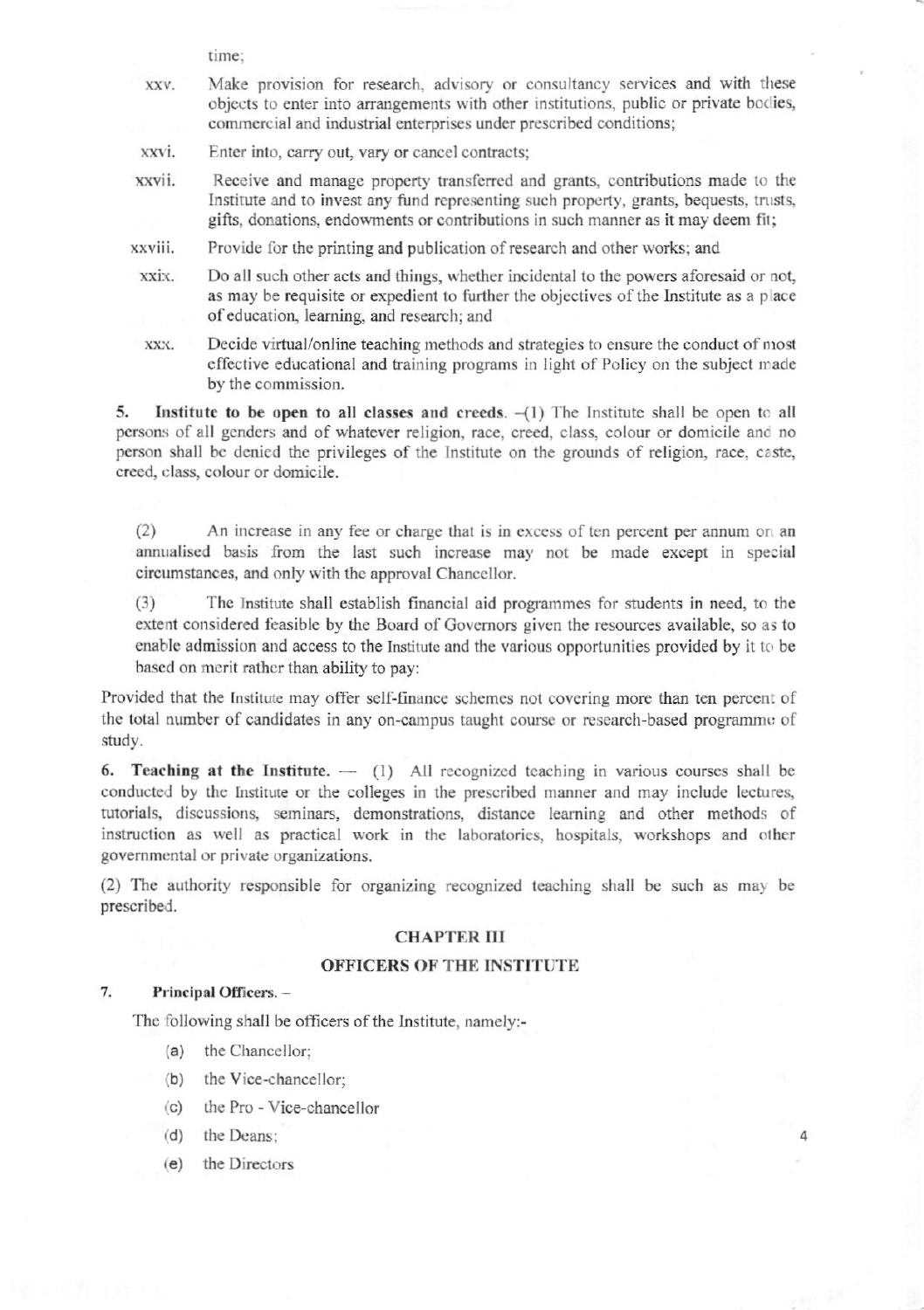time;

xxv. Make provision for research, advisory or consultancy services and with these objects to enter into arrangements with other institutions, public or private bodies, commercial and industrial enterprises under prescribed conditions;

xxvi. Enter into, carry out, vary or cancel contracts;

xxvii. Receive and manage property transferred and grants, contributions made to the Institute and to invest any fund representing such property, grants, bequests, trusts, gifts, donations, endowments or contributions in such manner as it may deem fit;

xxviii. Provide for the printing and publication of research and other works; and

xxix. Do all such other acts and things, whether incidental to the powers aforesaid or not, as may be requisite or expedient to further the objectives of the Institute as a place of education, learning, and research; and

xxx. Decide virtual/online teaching methods and strategies to ensure the conduct of most effective educational and training programs in light of Policy on the subject made by the commission.

**5. Institute to be open to all classes and creeds.** –(1) The Institute shall be open to all persons of all genders and of whatever religion, race, creed, class, colour or domicile and no person shall be denied the privileges of the Institute on the grounds of religion, race, caste, creed, class, colour or domicile.

(2) An increase in any fee or charge that is in excess of ten percent per annum on an annualised basis from the last such increase may not be made except in special circumstances, and only with the approval Chancellor.

(3) The Institute shall establish financial aid programmes for students in need, to the extent considered feasible by the Board of Governors given the resources available, so as to enable admission and access to the Institute and the various opportunities provided by it to be based on merit rather than ability to pay:

Provided that the Institute may offer self-finance schemes not covering more than ten percent of the total number of candidates in any on-campus taught course or research-based programme of study.

**6. Teaching at the Institute.** — (1) All recognized teaching in various courses shall be conducted by the Institute or the colleges in the prescribed manner and may include lectures, tutorials, discussions, seminars, demonstrations, distance learning and other methods of instruction as well as practical work in the laboratories, hospitals, workshops and other governmental or private organizations.

(2) The authority responsible for organizing recognized teaching shall be such as may be prescribed.

## CHAPTER III

## OFFICERS OF THE INSTITUTE

**7. Principal Officers.** –

The following shall be officers of the Institute, namely:-

(a) the Chancellor;

(b) the Vice-chancellor;

(c) the Pro - Vice-chancellor

(d) the Deans;

(e) the Directors